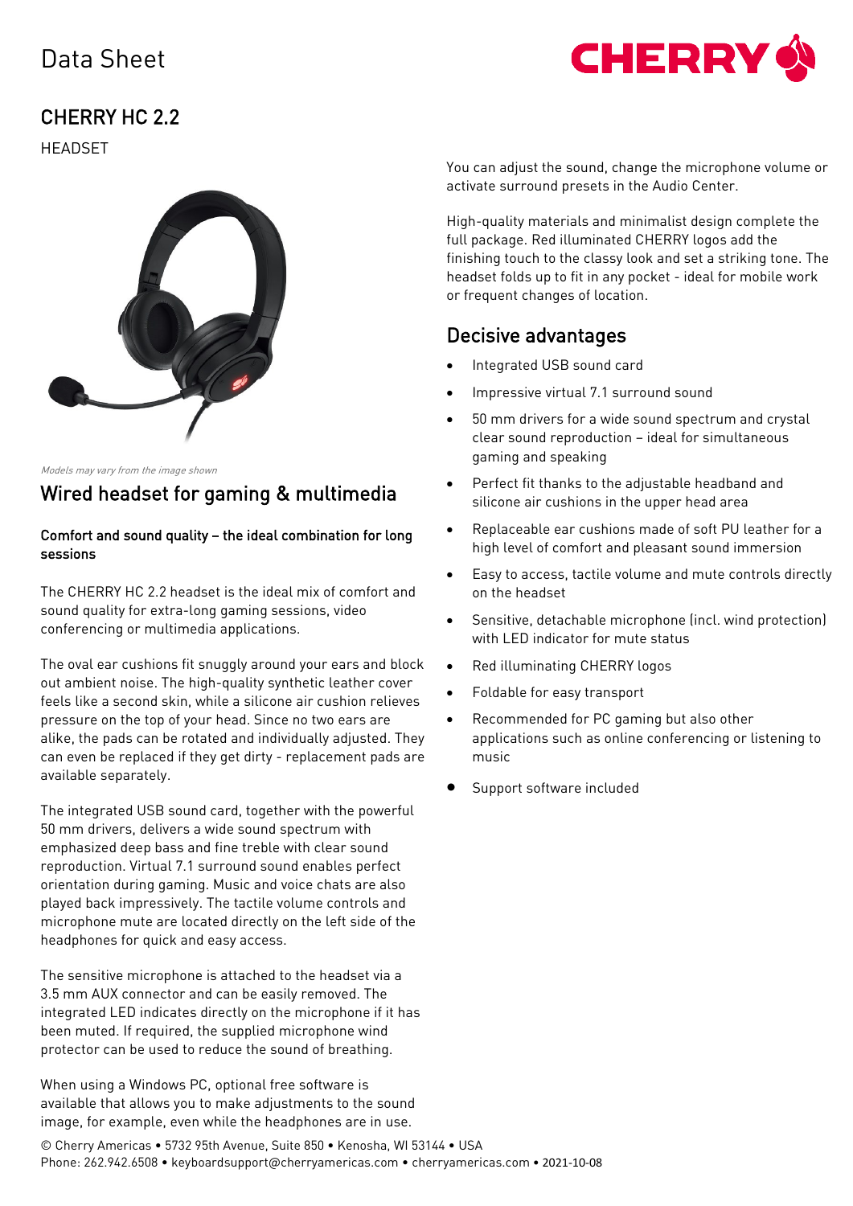# Data Sheet

## CHERRY HC 2.2

HEADSET

*Models may vary from the image shown*

## Wired headset for gaming & multimedia

**Comfort and sound quality – the ideal combination for long sessions**

The CHERRY HC 2.2 headset is the ideal mix of comfort and sound quality for extra-long gaming sessions, video conferencing or multimedia applications.

The oval ear cushions fit snuggly around your ears and block out ambient noise. The high-quality synthetic leather cover feels like a second skin, while a silicone air cushion relieves pressure on the top of your head. Since no two ears are alike, the pads can be rotated and individually adjusted. They can even be replaced if they get dirty - replacement pads are available separately.

The integrated USB sound card, together with the powerful 50 mm drivers, delivers a wide sound spectrum with emphasized deep bass and fine treble with clear sound reproduction. Virtual 7.1 surround sound enables perfect orientation during gaming. Music and voice chats are also played back impressively. The tactile volume controls and microphone mute are located directly on the left side of the headphones for quick and easy access.

The sensitive microphone is attached to the headset via a 3.5 mm AUX connector and can be easily removed. The integrated LED indicates directly on the microphone if it has been muted. If required, the supplied microphone wind protector can be used to reduce the sound of breathing.

When using a Windows PC, optional free software is available that allows you to make adjustments to the sound image, for example, even while the headphones are in use. You can adjust the sound, change the microphone volume or activate surround presets in the Audio Center.

High-quality materials and minimalist design complete the full package. Red illuminated CHERRY logos add the finishing touch to the classy look and set a striking tone. The headset folds up to fit in any pocket - ideal for mobile work or frequent changes of location.

## Decisive advantages

- Integrated USB sound card
- Impressive virtual 7.1 surround sound
- 50 mm drivers for a wide sound spectrum and crystal clear sound reproduction – ideal for simultaneous gaming and speaking
- Perfect fit thanks to the adjustable headband and silicone air cushions in the upper head area
- Replaceable ear cushions made of soft PU leather for a high level of comfort and pleasant sound immersion
- Easy to access, tactile volume and mute controls directly on the headset
- Sensitive, detachable microphone (incl. wind protection) with LED indicator for mute status
- Red illuminating CHERRY logos
- Foldable for easy transport
- Recommended for PC gaming but also other applications such as online conferencing or listening to music
- Support software included

© Cherry Americas • 5732 95th Avenue, Suite 850 • Kenosha, WI 53144 • USA
Phone: 262.942.6508 • keyboardsupport@cherryamericas.com • cherryamericas.com • 2021-10-08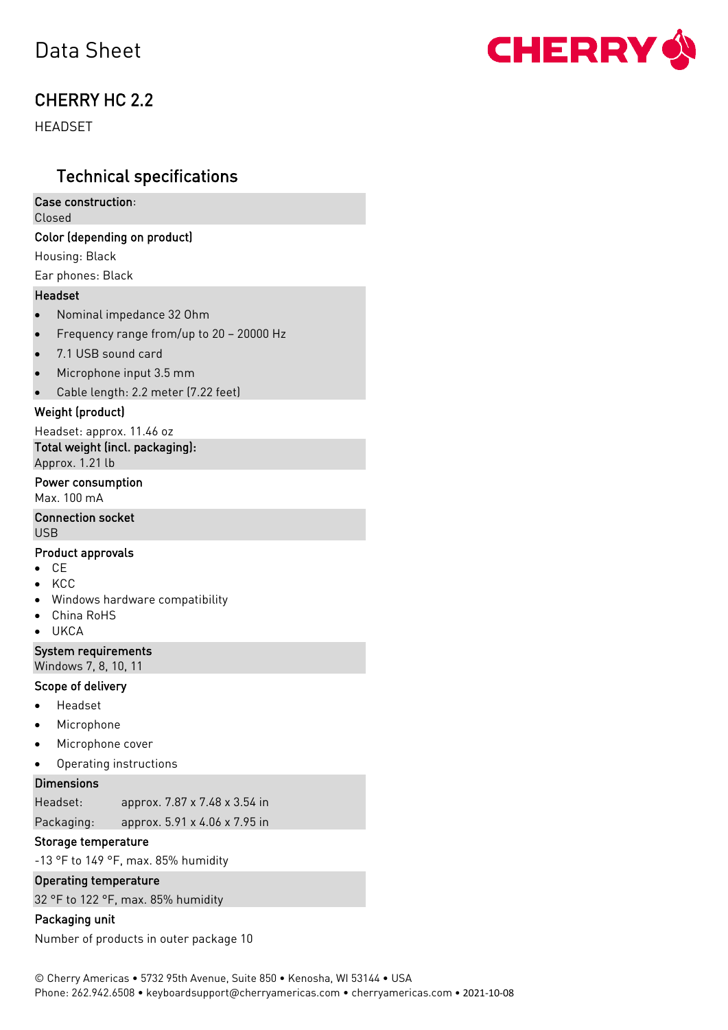# Data Sheet

## CHERRY HC 2.2

HEADSET

### Technical specifications

**Case construction**:
Closed

**Color (depending on product)**

Housing: Black

Ear phones: Black

**Headset**

- Nominal impedance 32 Ohm
- Frequency range from/up to 20 – 20000 Hz
- 7.1 USB sound card
- Microphone input 3.5 mm
- Cable length: 2.2 meter (7.22 feet)

**Weight (product)**

Headset: approx. 11.46 oz

**Total weight (incl. packaging):**
Approx. 1.21 lb

**Power consumption**
Max. 100 mA

**Connection socket**
USB

**Product approvals**

- CE
- KCC
- Windows hardware compatibility
- China RoHS
- UKCA

**System requirements**
Windows 7, 8, 10, 11

**Scope of delivery**

- Headset
- Microphone
- Microphone cover
- Operating instructions

**Dimensions**

| | |
|---|---|
| Headset: | approx. 7.87 x 7.48 x 3.54 in |
| Packaging: | approx. 5.91 x 4.06 x 7.95 in |

**Storage temperature**

-13 °F to 149 °F, max. 85% humidity

**Operating temperature**

32 °F to 122 °F, max. 85% humidity

**Packaging unit**

Number of products in outer package 10

© Cherry Americas • 5732 95th Avenue, Suite 850 • Kenosha, WI 53144 • USA
Phone: 262.942.6508 • keyboardsupport@cherryamericas.com • cherryamericas.com • 2021-10-08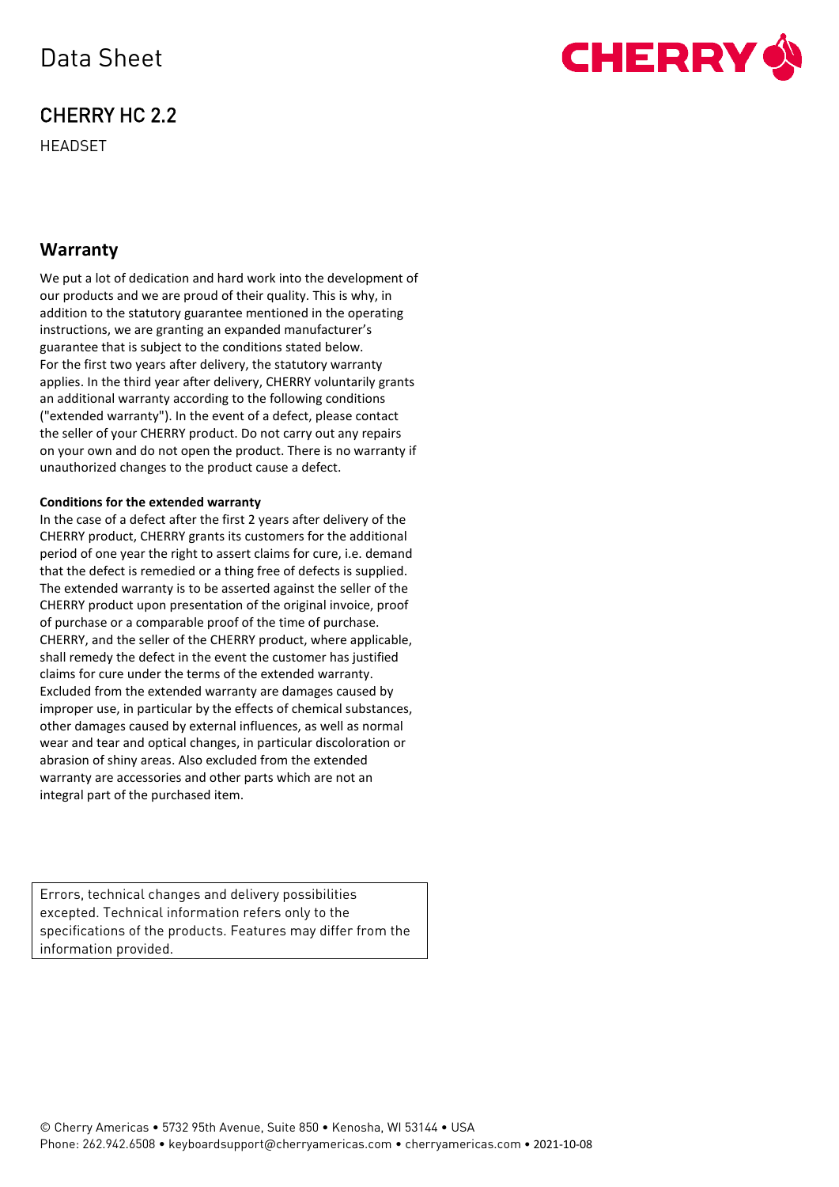# Data Sheet

## CHERRY HC 2.2

HEADSET

### Warranty

We put a lot of dedication and hard work into the development of our products and we are proud of their quality. This is why, in addition to the statutory guarantee mentioned in the operating instructions, we are granting an expanded manufacturer's guarantee that is subject to the conditions stated below.
For the first two years after delivery, the statutory warranty applies. In the third year after delivery, CHERRY voluntarily grants an additional warranty according to the following conditions ("extended warranty"). In the event of a defect, please contact the seller of your CHERRY product. Do not carry out any repairs on your own and do not open the product. There is no warranty if unauthorized changes to the product cause a defect.

**Conditions for the extended warranty**

In the case of a defect after the first 2 years after delivery of the CHERRY product, CHERRY grants its customers for the additional period of one year the right to assert claims for cure, i.e. demand that the defect is remedied or a thing free of defects is supplied. The extended warranty is to be asserted against the seller of the CHERRY product upon presentation of the original invoice, proof of purchase or a comparable proof of the time of purchase. CHERRY, and the seller of the CHERRY product, where applicable, shall remedy the defect in the event the customer has justified claims for cure under the terms of the extended warranty. Excluded from the extended warranty are damages caused by improper use, in particular by the effects of chemical substances, other damages caused by external influences, as well as normal wear and tear and optical changes, in particular discoloration or abrasion of shiny areas. Also excluded from the extended warranty are accessories and other parts which are not an integral part of the purchased item.

Errors, technical changes and delivery possibilities excepted. Technical information refers only to the specifications of the products. Features may differ from the information provided.

© Cherry Americas • 5732 95th Avenue, Suite 850 • Kenosha, WI 53144 • USA
Phone: 262.942.6508 • keyboardsupport@cherryamericas.com • cherryamericas.com • 2021-10-08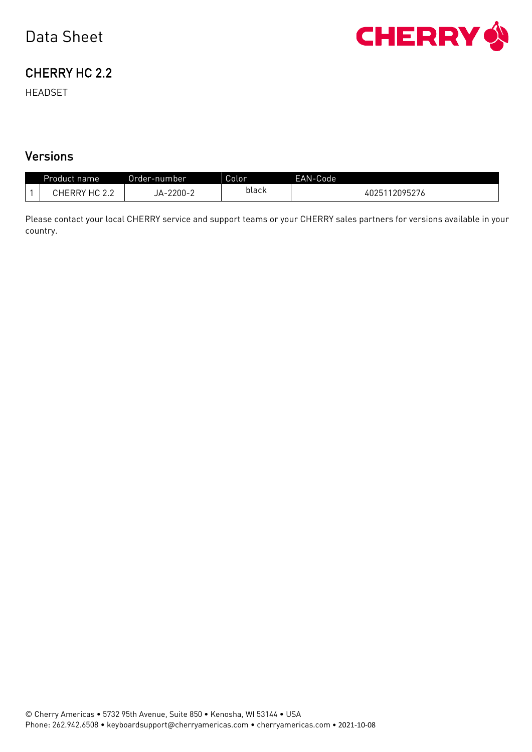Data Sheet

CHERRY

## CHERRY HC 2.2

HEADSET

## Versions

| | Product name | Order-number | Color | EAN-Code |
|---|---|---|---|---|
| 1 | CHERRY HC 2.2 | JA-2200-2 | black | 4025112095276 |

Please contact your local CHERRY service and support teams or your CHERRY sales partners for versions available in your country.

© Cherry Americas • 5732 95th Avenue, Suite 850 • Kenosha, WI 53144 • USA
Phone: 262.942.6508 • keyboardsupport@cherryamericas.com • cherryamericas.com • 2021-10-08